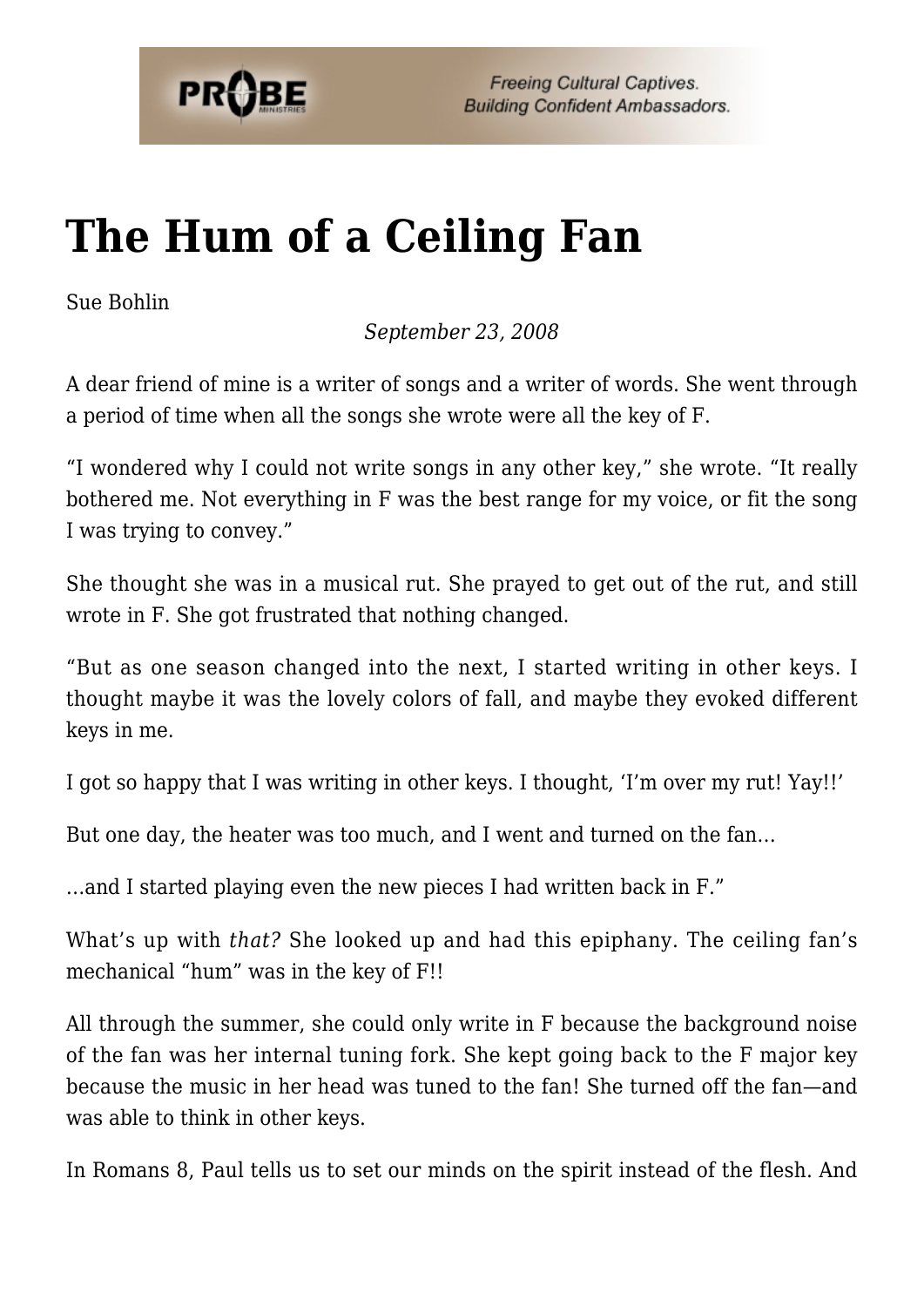# The Hum of a Ceiling Fan

Sue Bohlin

*September 23, 2008*

A dear friend of mine is a writer of songs and a writer of words. She went through a period of time when all the songs she wrote were all the key of F.

"I wondered why I could not write songs in any other key," she wrote. "It really bothered me. Not everything in F was the best range for my voice, or fit the song I was trying to convey."

She thought she was in a musical rut. She prayed to get out of the rut, and still wrote in F. She got frustrated that nothing changed.

"But as one season changed into the next, I started writing in other keys. I thought maybe it was the lovely colors of fall, and maybe they evoked different keys in me.

I got so happy that I was writing in other keys. I thought, 'I'm over my rut! Yay!!'

But one day, the heater was too much, and I went and turned on the fan…

…and I started playing even the new pieces I had written back in F."

What's up with *that?* She looked up and had this epiphany. The ceiling fan's mechanical "hum" was in the key of F!!

All through the summer, she could only write in F because the background noise of the fan was her internal tuning fork. She kept going back to the F major key because the music in her head was tuned to the fan! She turned off the fan—and was able to think in other keys.

In Romans 8, Paul tells us to set our minds on the spirit instead of the flesh. And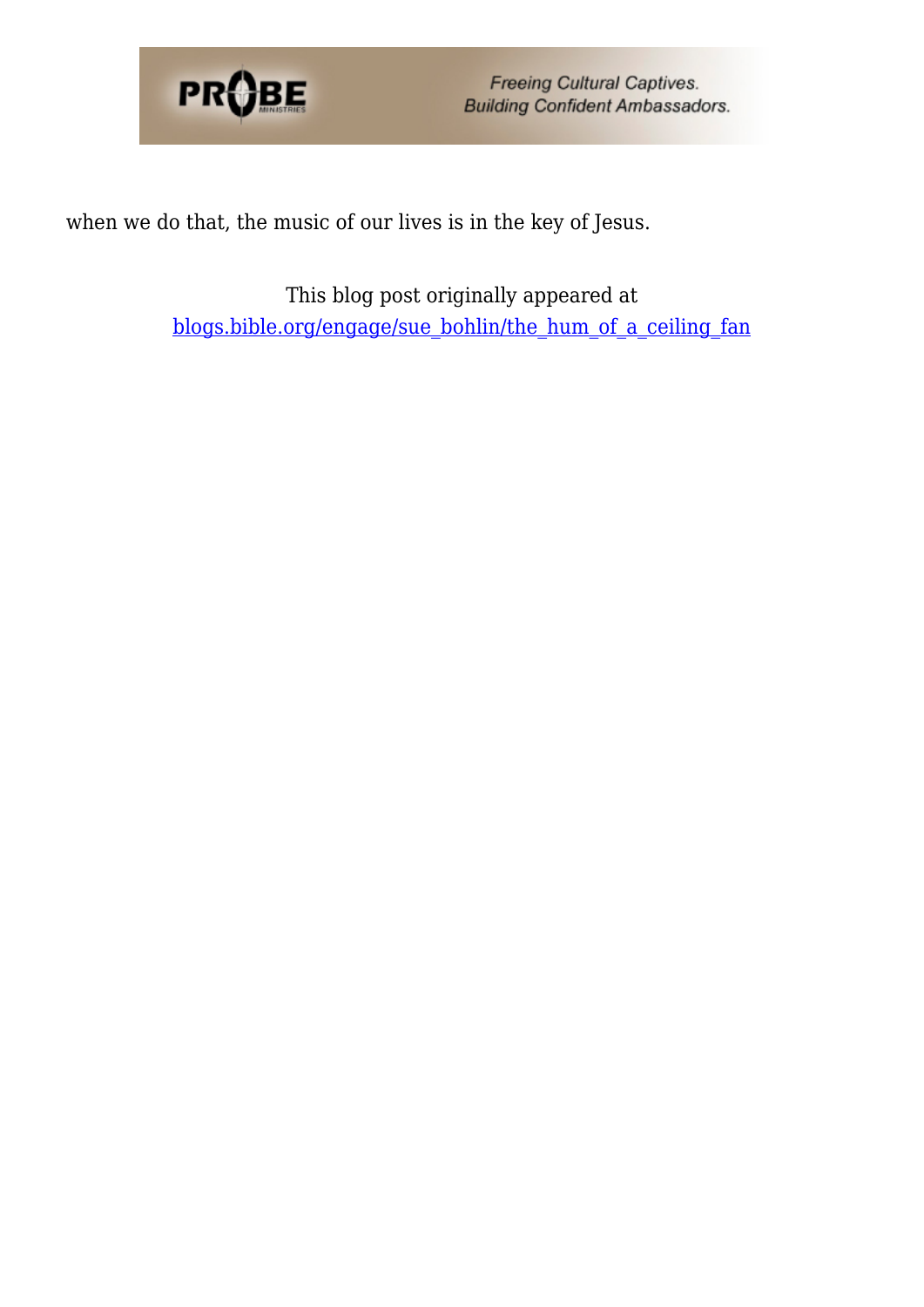when we do that, the music of our lives is in the key of Jesus.

This blog post originally appeared at [blogs.bible.org/engage/sue_bohlin/the_hum_of_a_ceiling_fan](blogs.bible.org/engage/sue_bohlin/the_hum_of_a_ceiling_fan)